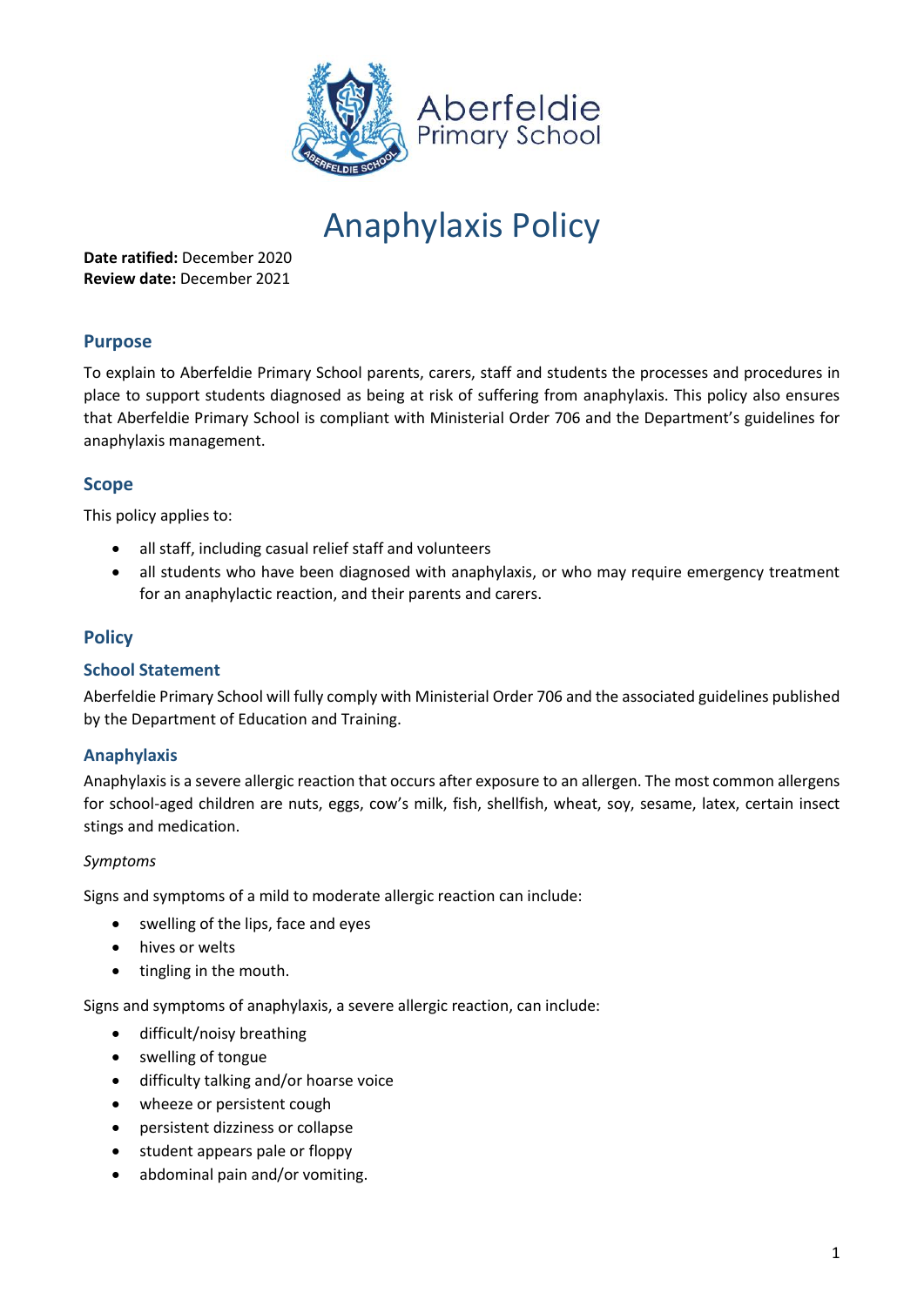# Anaphylaxis Policy

**Date ratified:** December 2020
**Review date:** December 2021

## Purpose

To explain to Aberfeldie Primary School parents, carers, staff and students the processes and procedures in place to support students diagnosed as being at risk of suffering from anaphylaxis. This policy also ensures that Aberfeldie Primary School is compliant with Ministerial Order 706 and the Department's guidelines for anaphylaxis management.

## Scope

This policy applies to:

- all staff, including casual relief staff and volunteers
- all students who have been diagnosed with anaphylaxis, or who may require emergency treatment for an anaphylactic reaction, and their parents and carers.

## Policy

### School Statement

Aberfeldie Primary School will fully comply with Ministerial Order 706 and the associated guidelines published by the Department of Education and Training.

### Anaphylaxis

Anaphylaxis is a severe allergic reaction that occurs after exposure to an allergen. The most common allergens for school-aged children are nuts, eggs, cow's milk, fish, shellfish, wheat, soy, sesame, latex, certain insect stings and medication.

*Symptoms*

Signs and symptoms of a mild to moderate allergic reaction can include:

- swelling of the lips, face and eyes
- hives or welts
- tingling in the mouth.

Signs and symptoms of anaphylaxis, a severe allergic reaction, can include:

- difficult/noisy breathing
- swelling of tongue
- difficulty talking and/or hoarse voice
- wheeze or persistent cough
- persistent dizziness or collapse
- student appears pale or floppy
- abdominal pain and/or vomiting.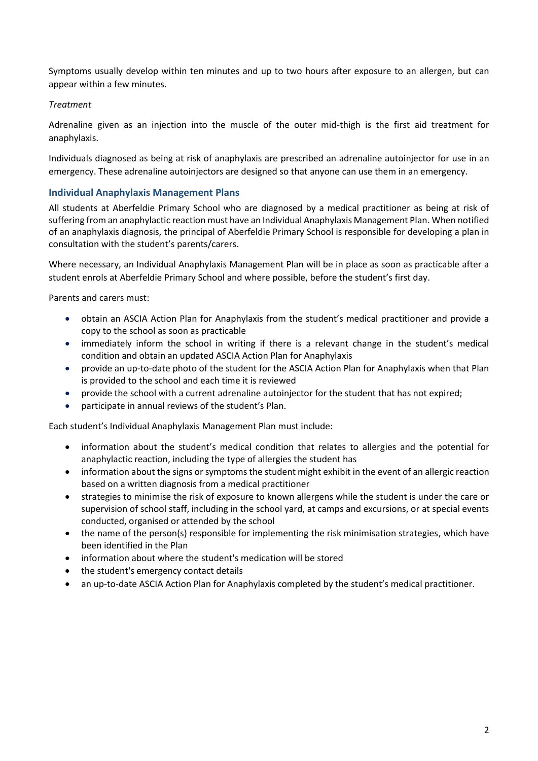Symptoms usually develop within ten minutes and up to two hours after exposure to an allergen, but can appear within a few minutes.

*Treatment*

Adrenaline given as an injection into the muscle of the outer mid-thigh is the first aid treatment for anaphylaxis.

Individuals diagnosed as being at risk of anaphylaxis are prescribed an adrenaline autoinjector for use in an emergency. These adrenaline autoinjectors are designed so that anyone can use them in an emergency.

## Individual Anaphylaxis Management Plans

All students at Aberfeldie Primary School who are diagnosed by a medical practitioner as being at risk of suffering from an anaphylactic reaction must have an Individual Anaphylaxis Management Plan. When notified of an anaphylaxis diagnosis, the principal of Aberfeldie Primary School is responsible for developing a plan in consultation with the student's parents/carers.

Where necessary, an Individual Anaphylaxis Management Plan will be in place as soon as practicable after a student enrols at Aberfeldie Primary School and where possible, before the student's first day.

Parents and carers must:

- obtain an ASCIA Action Plan for Anaphylaxis from the student's medical practitioner and provide a copy to the school as soon as practicable
- immediately inform the school in writing if there is a relevant change in the student's medical condition and obtain an updated ASCIA Action Plan for Anaphylaxis
- provide an up-to-date photo of the student for the ASCIA Action Plan for Anaphylaxis when that Plan is provided to the school and each time it is reviewed
- provide the school with a current adrenaline autoinjector for the student that has not expired;
- participate in annual reviews of the student's Plan.

Each student's Individual Anaphylaxis Management Plan must include:

- information about the student's medical condition that relates to allergies and the potential for anaphylactic reaction, including the type of allergies the student has
- information about the signs or symptoms the student might exhibit in the event of an allergic reaction based on a written diagnosis from a medical practitioner
- strategies to minimise the risk of exposure to known allergens while the student is under the care or supervision of school staff, including in the school yard, at camps and excursions, or at special events conducted, organised or attended by the school
- the name of the person(s) responsible for implementing the risk minimisation strategies, which have been identified in the Plan
- information about where the student's medication will be stored
- the student's emergency contact details
- an up-to-date ASCIA Action Plan for Anaphylaxis completed by the student's medical practitioner.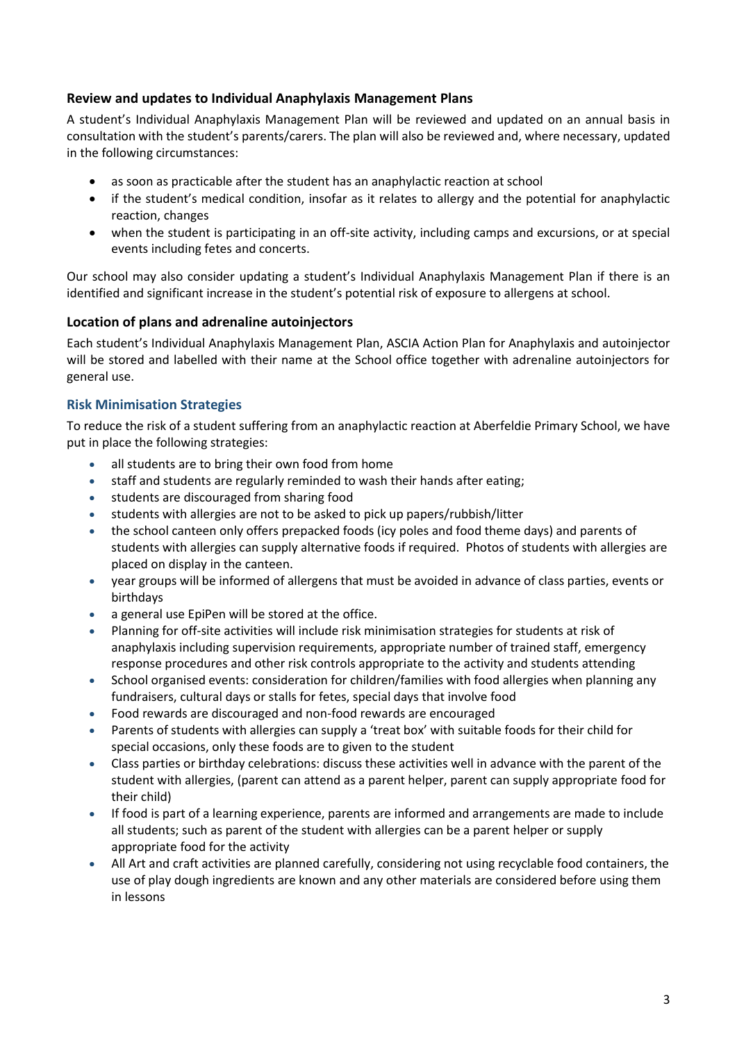### Review and updates to Individual Anaphylaxis Management Plans

A student's Individual Anaphylaxis Management Plan will be reviewed and updated on an annual basis in consultation with the student's parents/carers. The plan will also be reviewed and, where necessary, updated in the following circumstances:

- as soon as practicable after the student has an anaphylactic reaction at school
- if the student's medical condition, insofar as it relates to allergy and the potential for anaphylactic reaction, changes
- when the student is participating in an off-site activity, including camps and excursions, or at special events including fetes and concerts.

Our school may also consider updating a student's Individual Anaphylaxis Management Plan if there is an identified and significant increase in the student's potential risk of exposure to allergens at school.

### Location of plans and adrenaline autoinjectors

Each student's Individual Anaphylaxis Management Plan, ASCIA Action Plan for Anaphylaxis and autoinjector will be stored and labelled with their name at the School office together with adrenaline autoinjectors for general use.

## Risk Minimisation Strategies

To reduce the risk of a student suffering from an anaphylactic reaction at Aberfeldie Primary School, we have put in place the following strategies:

- all students are to bring their own food from home
- staff and students are regularly reminded to wash their hands after eating;
- students are discouraged from sharing food
- students with allergies are not to be asked to pick up papers/rubbish/litter
- the school canteen only offers prepacked foods (icy poles and food theme days) and parents of students with allergies can supply alternative foods if required. Photos of students with allergies are placed on display in the canteen.
- year groups will be informed of allergens that must be avoided in advance of class parties, events or birthdays
- a general use EpiPen will be stored at the office.
- Planning for off-site activities will include risk minimisation strategies for students at risk of anaphylaxis including supervision requirements, appropriate number of trained staff, emergency response procedures and other risk controls appropriate to the activity and students attending
- School organised events: consideration for children/families with food allergies when planning any fundraisers, cultural days or stalls for fetes, special days that involve food
- Food rewards are discouraged and non-food rewards are encouraged
- Parents of students with allergies can supply a 'treat box' with suitable foods for their child for special occasions, only these foods are to given to the student
- Class parties or birthday celebrations: discuss these activities well in advance with the parent of the student with allergies, (parent can attend as a parent helper, parent can supply appropriate food for their child)
- If food is part of a learning experience, parents are informed and arrangements are made to include all students; such as parent of the student with allergies can be a parent helper or supply appropriate food for the activity
- All Art and craft activities are planned carefully, considering not using recyclable food containers, the use of play dough ingredients are known and any other materials are considered before using them in lessons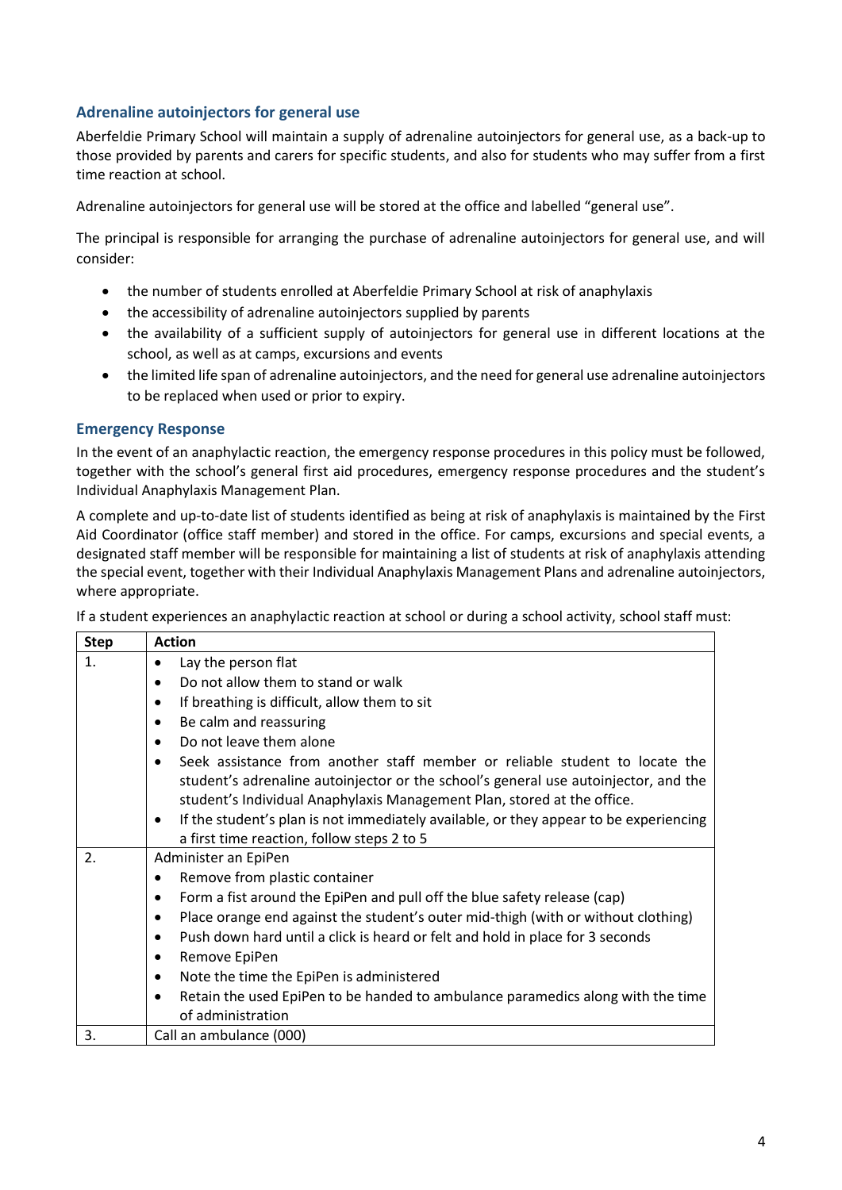### Adrenaline autoinjectors for general use

Aberfeldie Primary School will maintain a supply of adrenaline autoinjectors for general use, as a back-up to those provided by parents and carers for specific students, and also for students who may suffer from a first time reaction at school.

Adrenaline autoinjectors for general use will be stored at the office and labelled "general use".

The principal is responsible for arranging the purchase of adrenaline autoinjectors for general use, and will consider:

- the number of students enrolled at Aberfeldie Primary School at risk of anaphylaxis
- the accessibility of adrenaline autoinjectors supplied by parents
- the availability of a sufficient supply of autoinjectors for general use in different locations at the school, as well as at camps, excursions and events
- the limited life span of adrenaline autoinjectors, and the need for general use adrenaline autoinjectors to be replaced when used or prior to expiry.

### Emergency Response

In the event of an anaphylactic reaction, the emergency response procedures in this policy must be followed, together with the school's general first aid procedures, emergency response procedures and the student's Individual Anaphylaxis Management Plan.

A complete and up-to-date list of students identified as being at risk of anaphylaxis is maintained by the First Aid Coordinator (office staff member) and stored in the office. For camps, excursions and special events, a designated staff member will be responsible for maintaining a list of students at risk of anaphylaxis attending the special event, together with their Individual Anaphylaxis Management Plans and adrenaline autoinjectors, where appropriate.

If a student experiences an anaphylactic reaction at school or during a school activity, school staff must:

| Step | Action |
|---|---|
| 1. | • Lay the person flat<br>• Do not allow them to stand or walk<br>• If breathing is difficult, allow them to sit<br>• Be calm and reassuring<br>• Do not leave them alone<br>• Seek assistance from another staff member or reliable student to locate the student's adrenaline autoinjector or the school's general use autoinjector, and the student's Individual Anaphylaxis Management Plan, stored at the office.<br>• If the student's plan is not immediately available, or they appear to be experiencing a first time reaction, follow steps 2 to 5 |
| 2. | Administer an EpiPen<br>• Remove from plastic container<br>• Form a fist around the EpiPen and pull off the blue safety release (cap)<br>• Place orange end against the student's outer mid-thigh (with or without clothing)<br>• Push down hard until a click is heard or felt and hold in place for 3 seconds<br>• Remove EpiPen<br>• Note the time the EpiPen is administered<br>• Retain the used EpiPen to be handed to ambulance paramedics along with the time of administration |
| 3. | Call an ambulance (000) |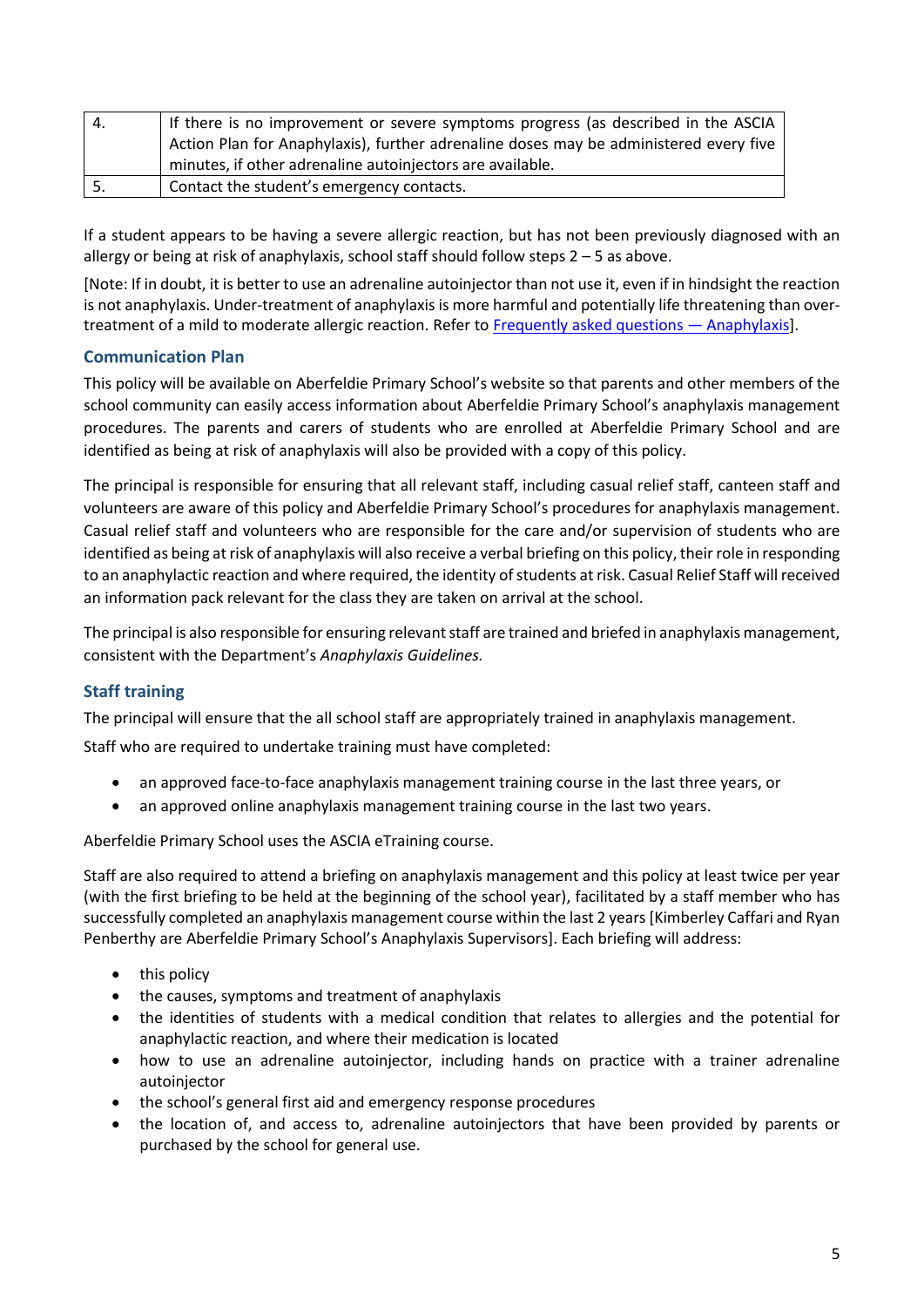| 4. | If there is no improvement or severe symptoms progress (as described in the ASCIA Action Plan for Anaphylaxis), further adrenaline doses may be administered every five minutes, if other adrenaline autoinjectors are available. |
|---|---|
| 5. | Contact the student's emergency contacts. |

If a student appears to be having a severe allergic reaction, but has not been previously diagnosed with an allergy or being at risk of anaphylaxis, school staff should follow steps 2 – 5 as above.

[Note: If in doubt, it is better to use an adrenaline autoinjector than not use it, even if in hindsight the reaction is not anaphylaxis. Under-treatment of anaphylaxis is more harmful and potentially life threatening than over-treatment of a mild to moderate allergic reaction. Refer to [Frequently asked questions — Anaphylaxis]].

### Communication Plan

This policy will be available on Aberfeldie Primary School's website so that parents and other members of the school community can easily access information about Aberfeldie Primary School's anaphylaxis management procedures. The parents and carers of students who are enrolled at Aberfeldie Primary School and are identified as being at risk of anaphylaxis will also be provided with a copy of this policy.

The principal is responsible for ensuring that all relevant staff, including casual relief staff, canteen staff and volunteers are aware of this policy and Aberfeldie Primary School's procedures for anaphylaxis management. Casual relief staff and volunteers who are responsible for the care and/or supervision of students who are identified as being at risk of anaphylaxis will also receive a verbal briefing on this policy, their role in responding to an anaphylactic reaction and where required, the identity of students at risk. Casual Relief Staff will received an information pack relevant for the class they are taken on arrival at the school.

The principal is also responsible for ensuring relevant staff are trained and briefed in anaphylaxis management, consistent with the Department's *Anaphylaxis Guidelines.*

### Staff training

The principal will ensure that the all school staff are appropriately trained in anaphylaxis management.

Staff who are required to undertake training must have completed:

- an approved face-to-face anaphylaxis management training course in the last three years, or
- an approved online anaphylaxis management training course in the last two years.

Aberfeldie Primary School uses the ASCIA eTraining course.

Staff are also required to attend a briefing on anaphylaxis management and this policy at least twice per year (with the first briefing to be held at the beginning of the school year), facilitated by a staff member who has successfully completed an anaphylaxis management course within the last 2 years [Kimberley Caffari and Ryan Penberthy are Aberfeldie Primary School's Anaphylaxis Supervisors]. Each briefing will address:

- this policy
- the causes, symptoms and treatment of anaphylaxis
- the identities of students with a medical condition that relates to allergies and the potential for anaphylactic reaction, and where their medication is located
- how to use an adrenaline autoinjector, including hands on practice with a trainer adrenaline autoinjector
- the school's general first aid and emergency response procedures
- the location of, and access to, adrenaline autoinjectors that have been provided by parents or purchased by the school for general use.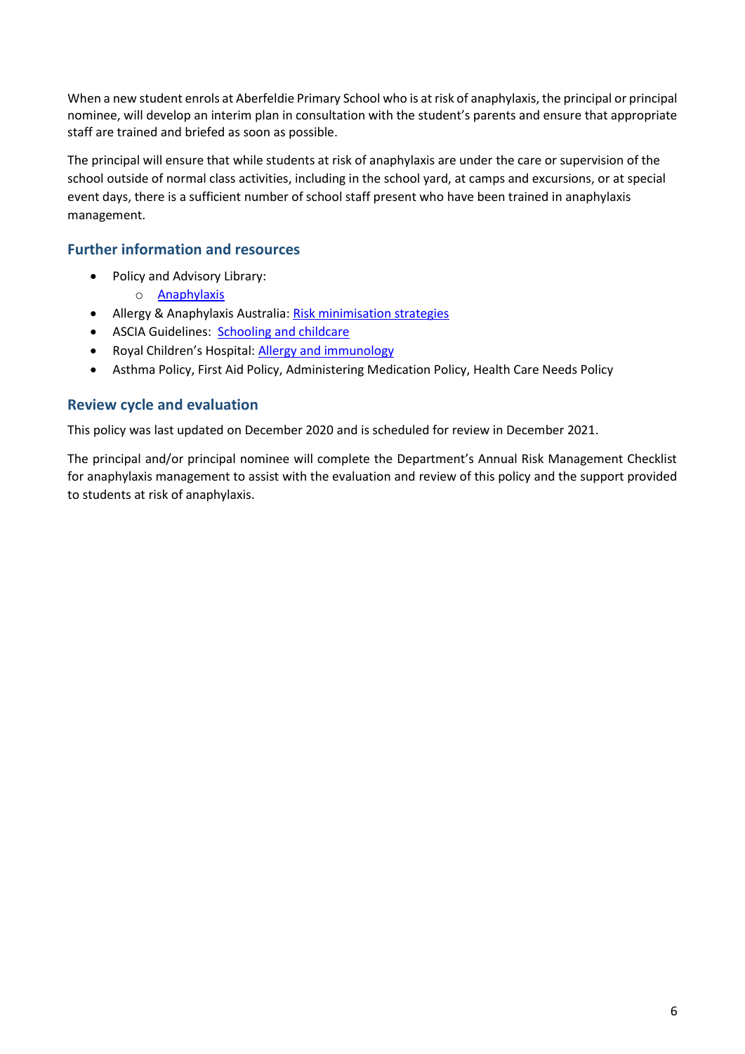When a new student enrols at Aberfeldie Primary School who is at risk of anaphylaxis, the principal or principal nominee, will develop an interim plan in consultation with the student's parents and ensure that appropriate staff are trained and briefed as soon as possible.

The principal will ensure that while students at risk of anaphylaxis are under the care or supervision of the school outside of normal class activities, including in the school yard, at camps and excursions, or at special event days, there is a sufficient number of school staff present who have been trained in anaphylaxis management.

## Further information and resources

- Policy and Advisory Library:
  - Anaphylaxis
- Allergy & Anaphylaxis Australia: Risk minimisation strategies
- ASCIA Guidelines: Schooling and childcare
- Royal Children's Hospital: Allergy and immunology
- Asthma Policy, First Aid Policy, Administering Medication Policy, Health Care Needs Policy

## Review cycle and evaluation

This policy was last updated on December 2020 and is scheduled for review in December 2021.

The principal and/or principal nominee will complete the Department's Annual Risk Management Checklist for anaphylaxis management to assist with the evaluation and review of this policy and the support provided to students at risk of anaphylaxis.